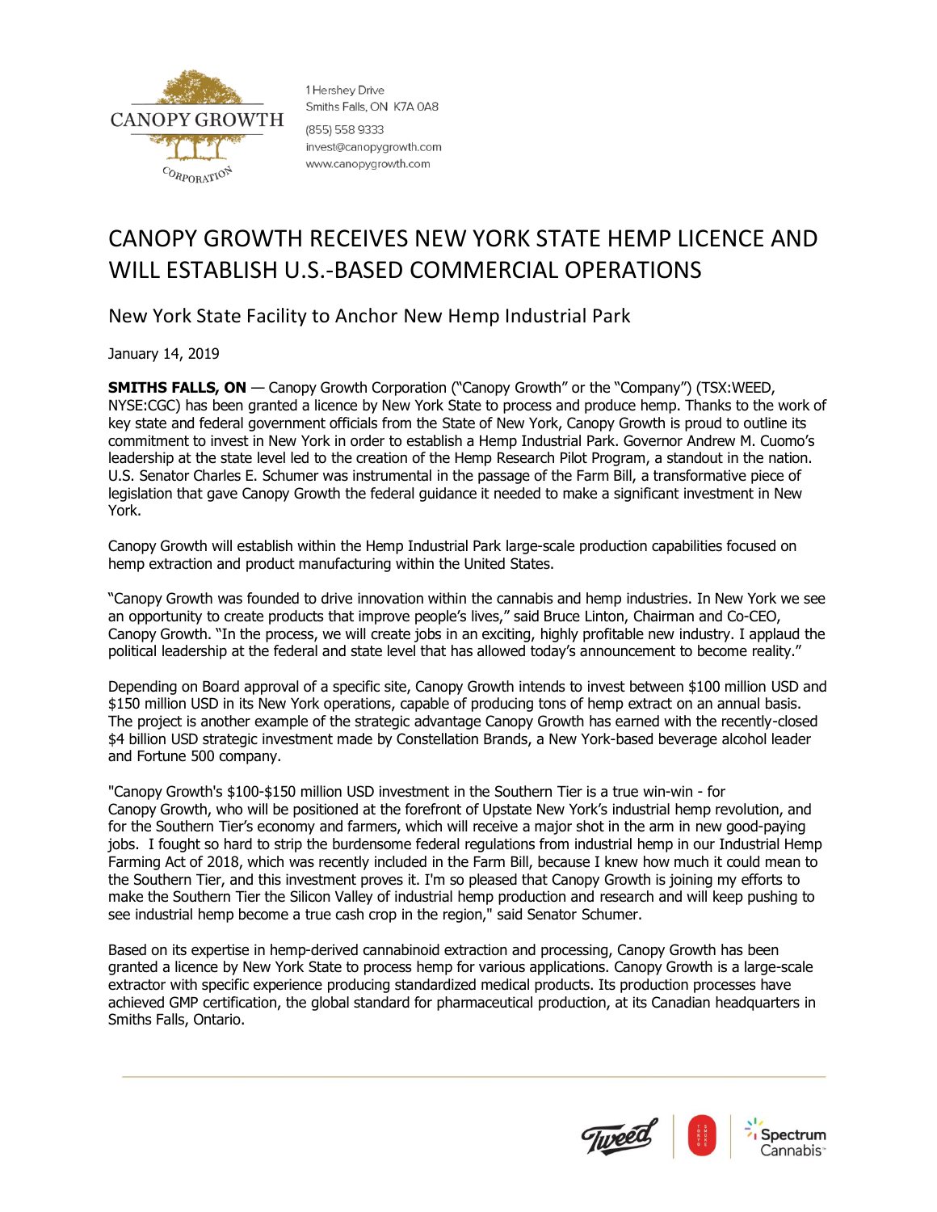1 Hershey Drive
Smiths Falls, ON K7A 0A8
(855) 558 9333
invest@canopygrowth.com
www.canopygrowth.com

# CANOPY GROWTH RECEIVES NEW YORK STATE HEMP LICENCE AND WILL ESTABLISH U.S.-BASED COMMERCIAL OPERATIONS

## New York State Facility to Anchor New Hemp Industrial Park

January 14, 2019

**SMITHS FALLS, ON** — Canopy Growth Corporation ("Canopy Growth" or the "Company") (TSX:WEED, NYSE:CGC) has been granted a licence by New York State to process and produce hemp. Thanks to the work of key state and federal government officials from the State of New York, Canopy Growth is proud to outline its commitment to invest in New York in order to establish a Hemp Industrial Park. Governor Andrew M. Cuomo's leadership at the state level led to the creation of the Hemp Research Pilot Program, a standout in the nation. U.S. Senator Charles E. Schumer was instrumental in the passage of the Farm Bill, a transformative piece of legislation that gave Canopy Growth the federal guidance it needed to make a significant investment in New York.

Canopy Growth will establish within the Hemp Industrial Park large-scale production capabilities focused on hemp extraction and product manufacturing within the United States.

"Canopy Growth was founded to drive innovation within the cannabis and hemp industries. In New York we see an opportunity to create products that improve people's lives," said Bruce Linton, Chairman and Co-CEO, Canopy Growth. "In the process, we will create jobs in an exciting, highly profitable new industry. I applaud the political leadership at the federal and state level that has allowed today's announcement to become reality."

Depending on Board approval of a specific site, Canopy Growth intends to invest between $100 million USD and $150 million USD in its New York operations, capable of producing tons of hemp extract on an annual basis. The project is another example of the strategic advantage Canopy Growth has earned with the recently-closed $4 billion USD strategic investment made by Constellation Brands, a New York-based beverage alcohol leader and Fortune 500 company.

"Canopy Growth's $100-$150 million USD investment in the Southern Tier is a true win-win - for Canopy Growth, who will be positioned at the forefront of Upstate New York's industrial hemp revolution, and for the Southern Tier's economy and farmers, which will receive a major shot in the arm in new good-paying jobs. I fought so hard to strip the burdensome federal regulations from industrial hemp in our Industrial Hemp Farming Act of 2018, which was recently included in the Farm Bill, because I knew how much it could mean to the Southern Tier, and this investment proves it. I'm so pleased that Canopy Growth is joining my efforts to make the Southern Tier the Silicon Valley of industrial hemp production and research and will keep pushing to see industrial hemp become a true cash crop in the region," said Senator Schumer.

Based on its expertise in hemp-derived cannabinoid extraction and processing, Canopy Growth has been granted a licence by New York State to process hemp for various applications. Canopy Growth is a large-scale extractor with specific experience producing standardized medical products. Its production processes have achieved GMP certification, the global standard for pharmaceutical production, at its Canadian headquarters in Smiths Falls, Ontario.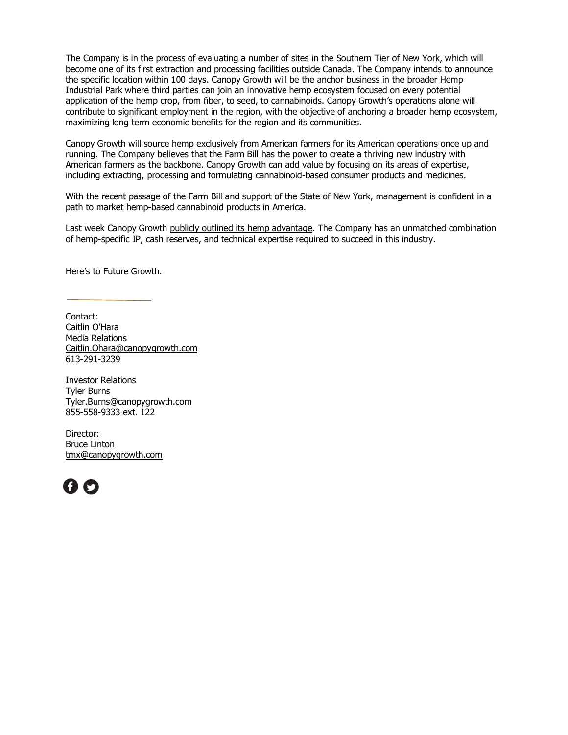The Company is in the process of evaluating a number of sites in the Southern Tier of New York, which will become one of its first extraction and processing facilities outside Canada. The Company intends to announce the specific location within 100 days. Canopy Growth will be the anchor business in the broader Hemp Industrial Park where third parties can join an innovative hemp ecosystem focused on every potential application of the hemp crop, from fiber, to seed, to cannabinoids. Canopy Growth's operations alone will contribute to significant employment in the region, with the objective of anchoring a broader hemp ecosystem, maximizing long term economic benefits for the region and its communities.

Canopy Growth will source hemp exclusively from American farmers for its American operations once up and running. The Company believes that the Farm Bill has the power to create a thriving new industry with American farmers as the backbone. Canopy Growth can add value by focusing on its areas of expertise, including extracting, processing and formulating cannabinoid-based consumer products and medicines.

With the recent passage of the Farm Bill and support of the State of New York, management is confident in a path to market hemp-based cannabinoid products in America.

Last week Canopy Growth publicly outlined its hemp advantage. The Company has an unmatched combination of hemp-specific IP, cash reserves, and technical expertise required to succeed in this industry.

Here's to Future Growth.

---

Contact:
Caitlin O'Hara
Media Relations
Caitlin.Ohara@canopygrowth.com
613-291-3239

Investor Relations
Tyler Burns
Tyler.Burns@canopygrowth.com
855-558-9333 ext. 122

Director:
Bruce Linton
tmx@canopygrowth.com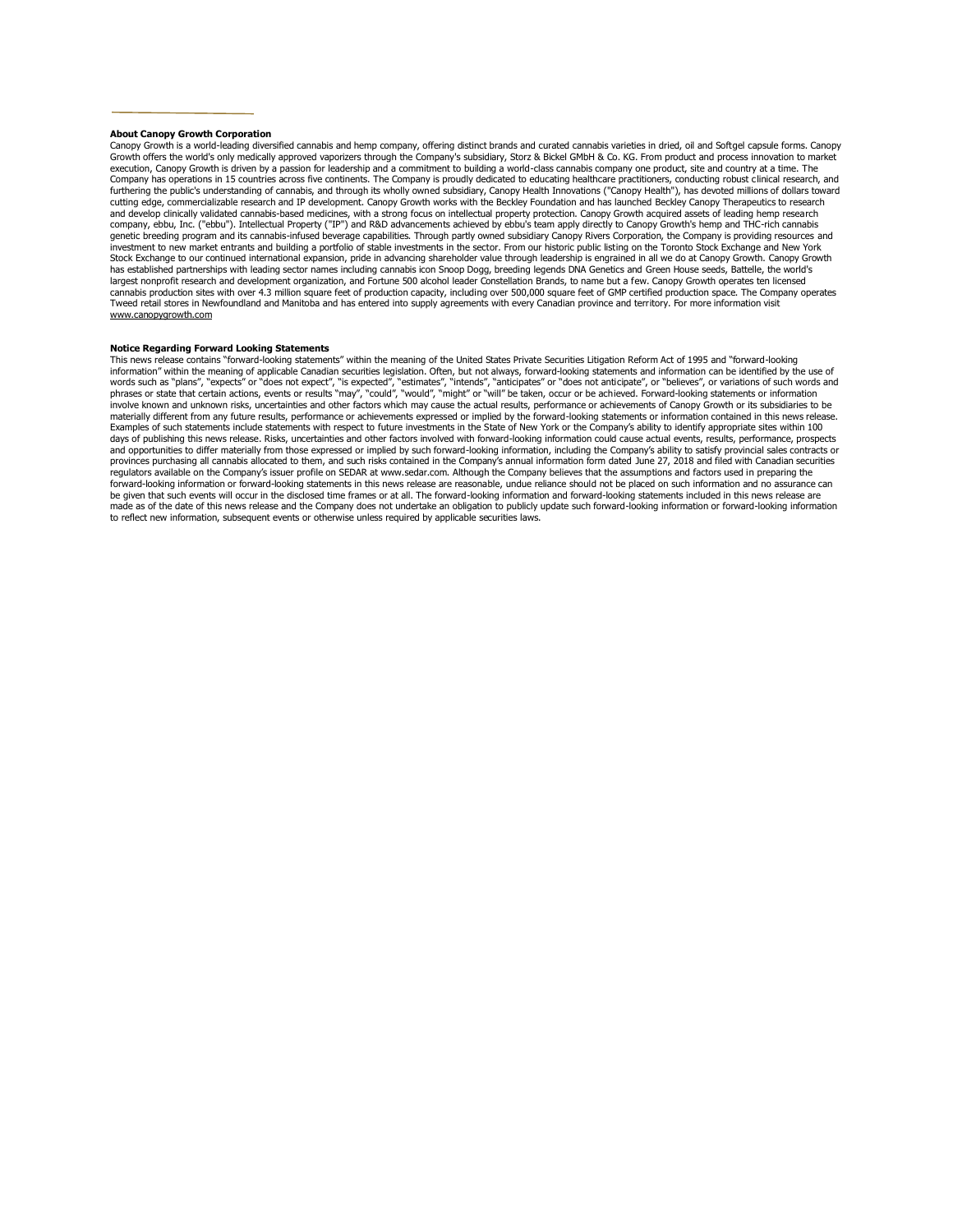**About Canopy Growth Corporation**

Canopy Growth is a world-leading diversified cannabis and hemp company, offering distinct brands and curated cannabis varieties in dried, oil and Softgel capsule forms. Canopy Growth offers the world's only medically approved vaporizers through the Company's subsidiary, Storz & Bickel GMbH & Co. KG. From product and process innovation to market execution, Canopy Growth is driven by a passion for leadership and a commitment to building a world-class cannabis company one product, site and country at a time. The Company has operations in 15 countries across five continents. The Company is proudly dedicated to educating healthcare practitioners, conducting robust clinical research, and furthering the public's understanding of cannabis, and through its wholly owned subsidiary, Canopy Health Innovations ("Canopy Health"), has devoted millions of dollars toward cutting edge, commercializable research and IP development. Canopy Growth works with the Beckley Foundation and has launched Beckley Canopy Therapeutics to research and develop clinically validated cannabis-based medicines, with a strong focus on intellectual property protection. Canopy Growth acquired assets of leading hemp research company, ebbu, Inc. ("ebbu"). Intellectual Property ("IP") and R&D advancements achieved by ebbu's team apply directly to Canopy Growth's hemp and THC-rich cannabis genetic breeding program and its cannabis-infused beverage capabilities. Through partly owned subsidiary Canopy Rivers Corporation, the Company is providing resources and investment to new market entrants and building a portfolio of stable investments in the sector. From our historic public listing on the Toronto Stock Exchange and New York Stock Exchange to our continued international expansion, pride in advancing shareholder value through leadership is engrained in all we do at Canopy Growth. Canopy Growth has established partnerships with leading sector names including cannabis icon Snoop Dogg, breeding legends DNA Genetics and Green House seeds, Battelle, the world's largest nonprofit research and development organization, and Fortune 500 alcohol leader Constellation Brands, to name but a few. Canopy Growth operates ten licensed cannabis production sites with over 4.3 million square feet of production capacity, including over 500,000 square feet of GMP certified production space. The Company operates Tweed retail stores in Newfoundland and Manitoba and has entered into supply agreements with every Canadian province and territory. For more information visit www.canopygrowth.com

**Notice Regarding Forward Looking Statements**

This news release contains "forward-looking statements" within the meaning of the United States Private Securities Litigation Reform Act of 1995 and "forward-looking information" within the meaning of applicable Canadian securities legislation. Often, but not always, forward-looking statements and information can be identified by the use of words such as "plans", "expects" or "does not expect", "is expected", "estimates", "intends", "anticipates" or "does not anticipate", or "believes", or variations of such words and phrases or state that certain actions, events or results "may", "could", "would", "might" or "will" be taken, occur or be achieved. Forward-looking statements or information involve known and unknown risks, uncertainties and other factors which may cause the actual results, performance or achievements of Canopy Growth or its subsidiaries to be materially different from any future results, performance or achievements expressed or implied by the forward-looking statements or information contained in this news release. Examples of such statements include statements with respect to future investments in the State of New York or the Company's ability to identify appropriate sites within 100 days of publishing this news release. Risks, uncertainties and other factors involved with forward-looking information could cause actual events, results, performance, prospects and opportunities to differ materially from those expressed or implied by such forward-looking information, including the Company's ability to satisfy provincial sales contracts or provinces purchasing all cannabis allocated to them, and such risks contained in the Company's annual information form dated June 27, 2018 and filed with Canadian securities regulators available on the Company's issuer profile on SEDAR at www.sedar.com. Although the Company believes that the assumptions and factors used in preparing the forward-looking information or forward-looking statements in this news release are reasonable, undue reliance should not be placed on such information and no assurance can be given that such events will occur in the disclosed time frames or at all. The forward-looking information and forward-looking statements included in this news release are made as of the date of this news release and the Company does not undertake an obligation to publicly update such forward-looking information or forward-looking information to reflect new information, subsequent events or otherwise unless required by applicable securities laws.